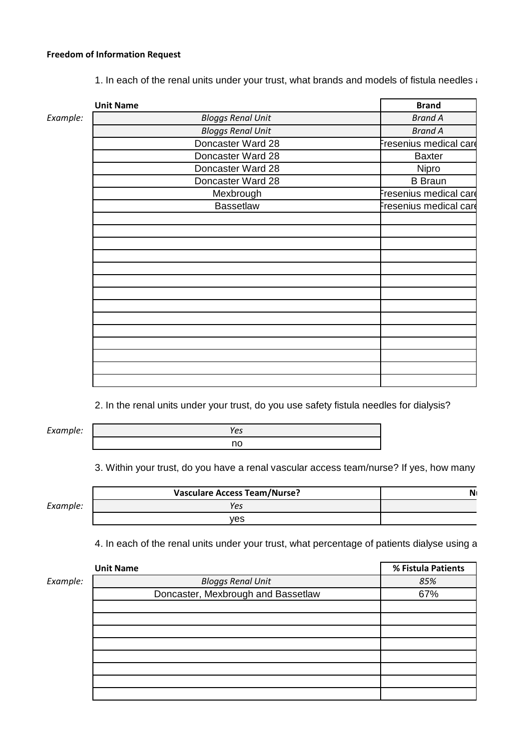**Freedom of Information Request**

1. In each of the renal units under your trust, what brands and models of fistula needles a

| | Unit Name | Brand |
|---|---|---|
| *Example:* | *Bloggs Renal Unit* | *Brand A* |
| | *Bloggs Renal Unit* | *Brand A* |
| | Doncaster Ward 28 | Fresenius medical care |
| | Doncaster Ward 28 | Baxter |
| | Doncaster Ward 28 | Nipro |
| | Doncaster Ward 28 | B Braun |
| | Mexbrough | Fresenius medical care |
| | Bassetlaw | Fresenius medical care |
| | | |
| | | |
| | | |
| | | |
| | | |
| | | |
| | | |
| | | |
| | | |
| | | |
| | | |
| | | |
| | | |
| | | |

2. In the renal units under your trust, do you use safety fistula needles for dialysis?

| | |
|---|---|
| *Example:* | *Yes* |
| | no |

3. Within your trust, do you have a renal vascular access team/nurse? If yes, how many

| | Vasculare Access Team/Nurse? | N |
|---|---|---|
| *Example:* | *Yes* | |
| | yes | |

4. In each of the renal units under your trust, what percentage of patients dialyse using a

| | Unit Name | % Fistula Patients |
|---|---|---|
| *Example:* | *Bloggs Renal Unit* | *85%* |
| | Doncaster, Mexbrough and Bassetlaw | 67% |
| | | |
| | | |
| | | |
| | | |
| | | |
| | | |
| | | |
| | | |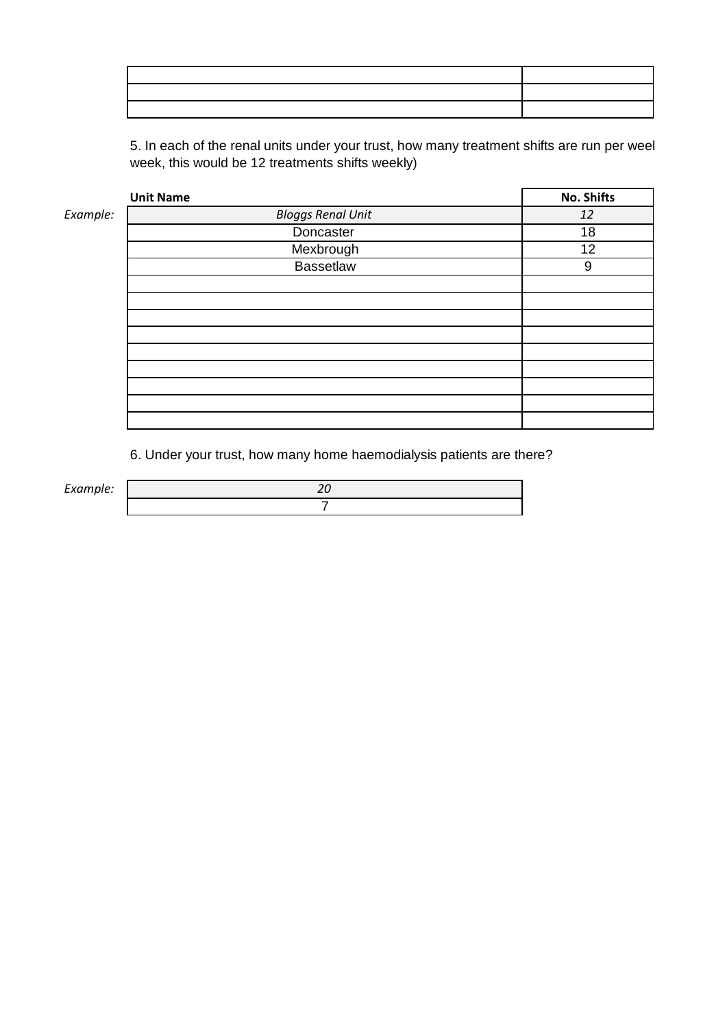| | |
|---|---|
| | |
| | |
| | |

5. In each of the renal units under your trust, how many treatment shifts are run per weel week, this would be 12 treatments shifts weekly)

| | Unit Name | No. Shifts |
|---|---|---|
| *Example:* | *Bloggs Renal Unit* | *12* |
| | Doncaster | 18 |
| | Mexbrough | 12 |
| | Bassetlaw | 9 |
| | | |
| | | |
| | | |
| | | |
| | | |
| | | |
| | | |
| | | |
| | | |

6. Under your trust, how many home haemodialysis patients are there?

| | |
|---|---|
| *Example:* | *20* |
| | 7 |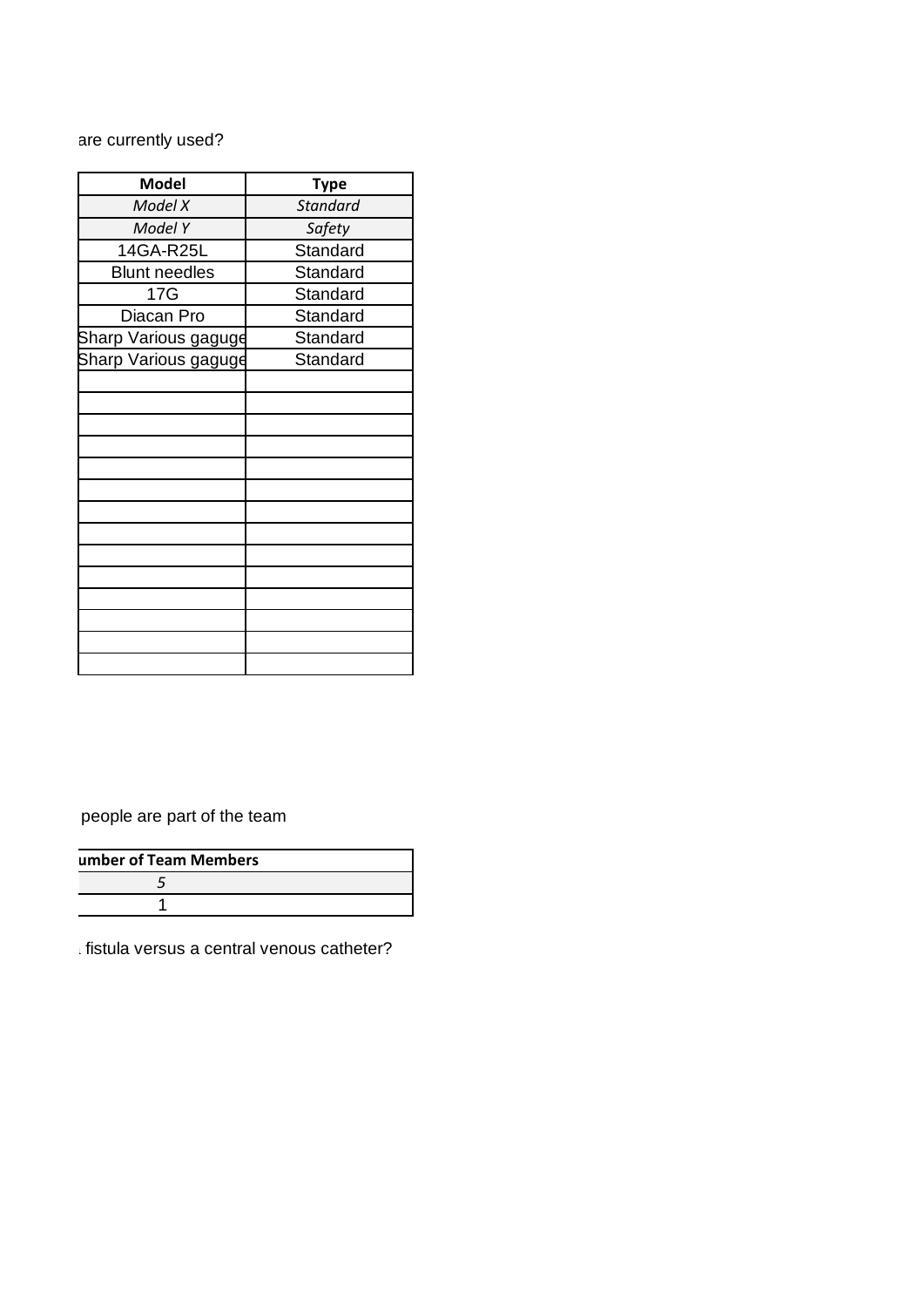are currently used?

| Model | Type |
| --- | --- |
| *Model X* | *Standard* |
| *Model Y* | *Safety* |
| 14GA-R25L | Standard |
| Blunt needles | Standard |
| 17G | Standard |
| Diacan Pro | Standard |
| Sharp Various gaguge | Standard |
| Sharp Various gaguge | Standard |
| | |
| | |
| | |
| | |
| | |
| | |
| | |
| | |
| | |
| | |
| | |
| | |
| | |
| | |

people are part of the team

| umber of Team Members |
| --- |
| *5* |
| 1 |

. fistula versus a central venous catheter?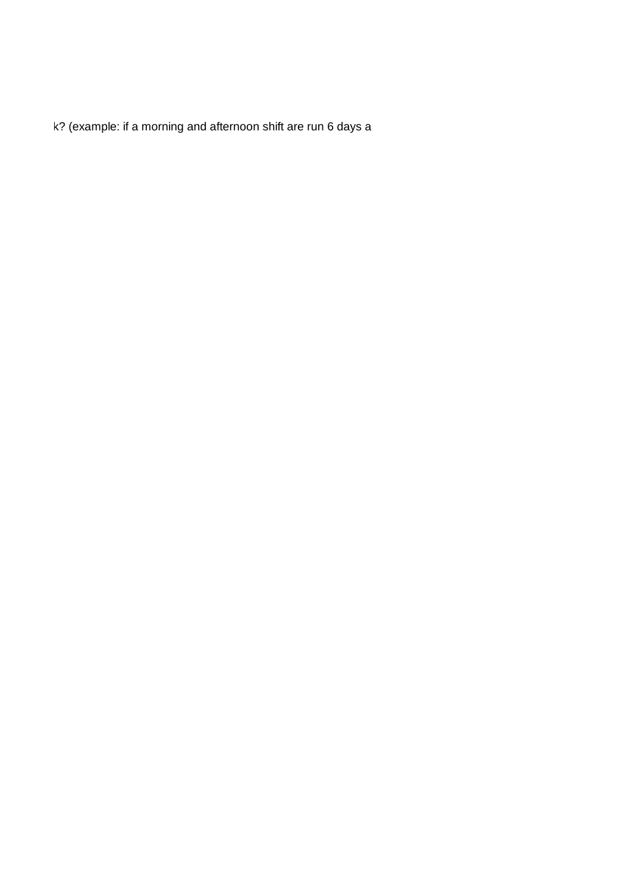k? (example: if a morning and afternoon shift are run 6 days a